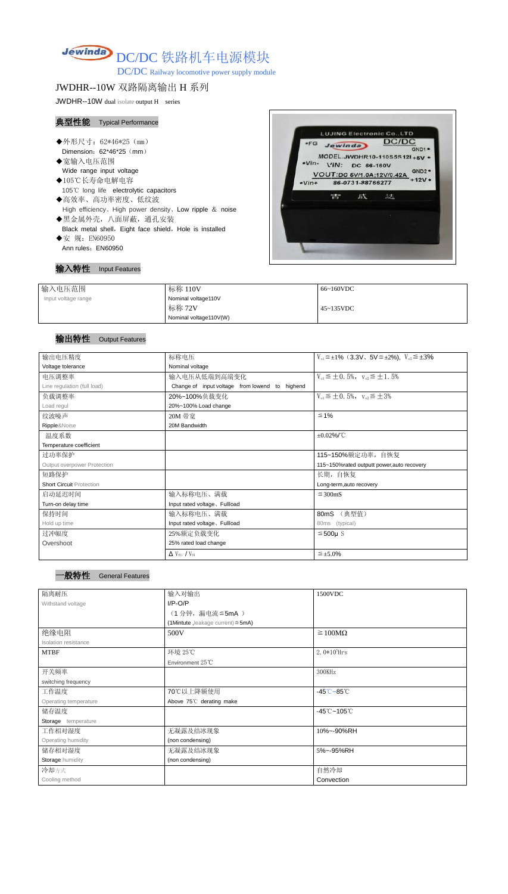# DC/DC 铁路机车电源模块

DC/DC Railway locomotive power supply module

## JWDHR--10W 双路隔离输出 H 系列

JWDHR--10W dual isolate output H series

### 典型性能 Typical Performance

- ◆外形尺寸：62*46*25（mm）
  Dimension：62*46*25（mm）
- ◆宽输入电压范围
  Wide range input voltage
- ◆105℃长寿命电解电容
  105℃ long life electrolytic capacitors
- ◆高效率、高功率密度、低纹波
  High efficiency、High power density、Low ripple & noise
- ◆黑金属外壳，八面屏蔽，通孔安装
  Black metal shell，Eight face shield，Hole is installed
- ◆安 规：EN60950
  Ann rules：EN60950

### 输入特性 Input Features

| 输入电压范围<br>Input voltage range | 标称 110V<br>Nominal voltage110V | 66~160VDC |
|---|---|---|
| | 标称 72V<br>Nominal voltage110V(W) | 45~135VDC |

### 输出特性 Output Features

| 输出电压精度<br>Voltage tolerance | 标称电压<br>Nominal voltage | $V_{o1}$≦±1%（3.3V、5V≦±2%），$V_{o2}$≦±3% |
|---|---|---|
| 电压调整率<br>Line regulation (full load) | 输入电压从低端到高端变化<br>Change of input voltage from lowend to highend | $V_{o1}$≦±0.5%，$V_{o2}$≦±1.5% |
| 负载调整率<br>Load regul | 20%~100%负载变化<br>20%~100% Load change | $V_{o1}$≦±0.5%，$V_{o2}$≦±3% |
| 纹波噪声<br>Ripple&Noise | 20M 带宽<br>20M Bandwidth | ≦1% |
| 温度系数<br>Temperature coefficient | | ±0.02%/℃ |
| 过功率保护<br>Output overpower Protection | | 115~150%额定功率，自恢复<br>115~150%rated outputt power,auto recovery |
| 短路保护<br>Short Circuit Protection | | 长期，自恢复<br>Long-term,auto recovery |
| 启动延迟时间<br>Turn-on delay time | 输入标称电压、满载<br>Input rated voltage、Fullload | ≦300mS |
| 保持时间<br>Hold up time | 输入标称电压、满载<br>Input rated voltage、Fullload | 80mS （典型值）<br>80ms (typical) |
| 过冲幅度<br>Overshoot | 25%额定负载变化<br>25% rated load change | ≦500μS |
| | $\Delta V_{01}/V_{01}$ | ≦±5.0% |

### 一般特性 General Features

| 隔离耐压<br>Withstand voltage | 输入对输出<br>I/P-O/P<br>（1 分钟，漏电流≦5mA ）<br>(1Mintute ,leakage current)≦5mA) | 1500VDC |
|---|---|---|
| 绝缘电阻<br>Isolation resistance | 500V | ≧100MΩ |
| MTBF | 环境 25℃<br>Environment 25℃ | $2.0*10^5$Hrs |
| 开关频率<br>switching frequency | | 300KHz |
| 工作温度<br>Operating temperature | 70℃以上降额使用<br>Above 75℃ derating make | -45℃~85℃ |
| 储存温度<br>Storage temperature | | -45℃~105℃ |
| 工作相对湿度<br>Operating humidity | 无凝露及结冰现象<br>(non condensing) | 10%~-90%RH |
| 储存相对湿度<br>Storage humidity | 无凝露及结冰现象<br>(non condensing) | 5%~-95%RH |
| 冷却方式<br>Cooling method | | 自然冷却<br>Convection |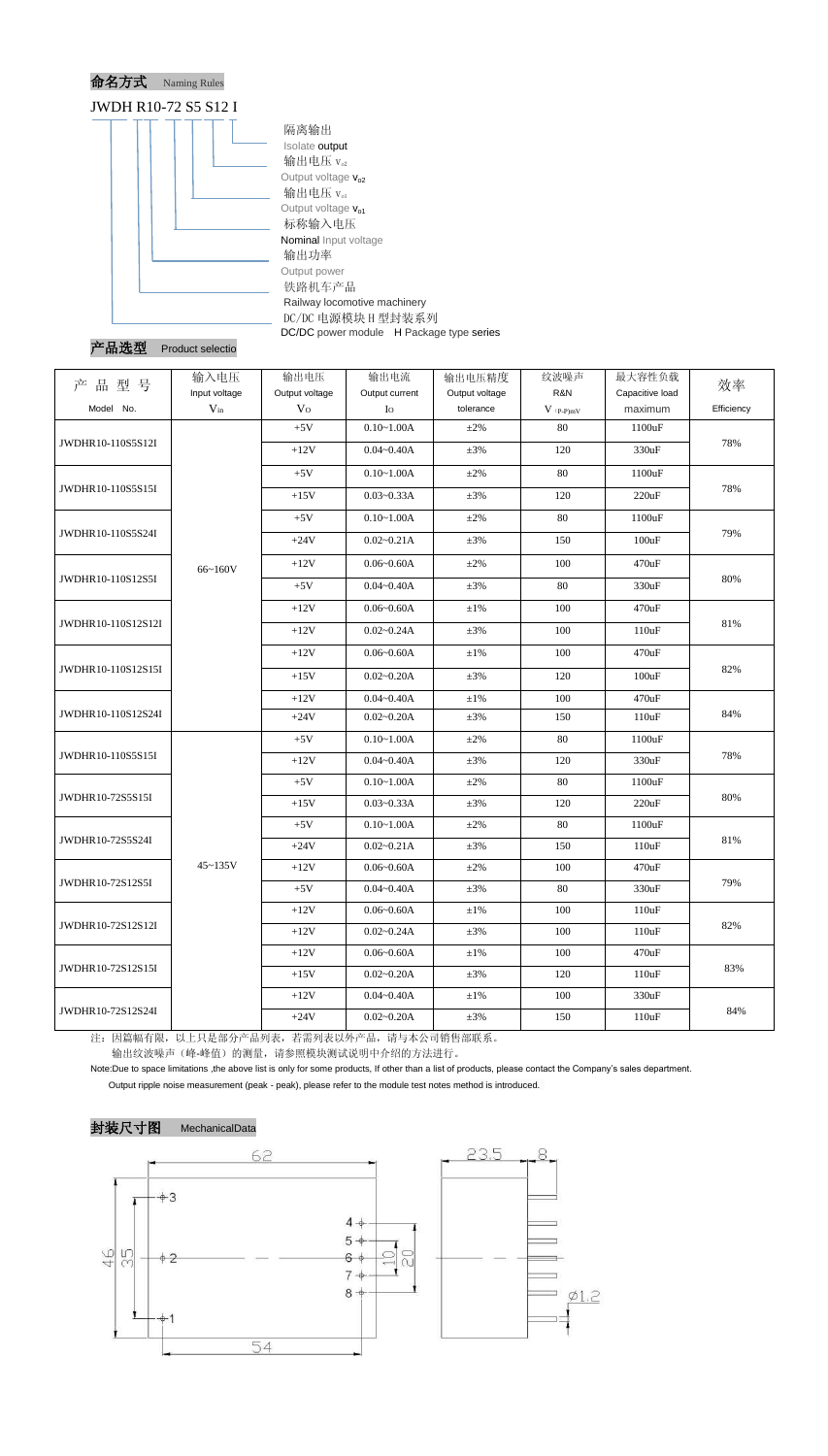## 命名方式 Naming Rules

JWDH R10-72 S5 S12 I

- 隔离输出 Isolate output
- 输出电压 $V_{o2}$ Output voltage $V_{o2}$
- 输出电压 $V_{o1}$ Output voltage $V_{o1}$
- 标称输入电压 Nominal Input voltage
- 输出功率 Output power
- 铁路机车产品 Railway locomotive machinery
- DC/DC 电源模块 H 型封装系列 DC/DC power module H Package type series

## 产品选型 Product selectio

| 产品型号 Model No. | 输入电压 Input voltage $V_{in}$ | 输出电压 Output voltage $V_O$ | 输出电流 Output current $I_O$ | 输出电压精度 Output voltage tolerance | 纹波噪声 R&N $V_{(P-P)mV}$ | 最大容性负载 Capacitive load maximum | 效率 Efficiency |
|---|---|---|---|---|---|---|---|
| JWDHR10-110S5S12I | 66~160V | +5V | 0.10~1.00A | ±2% | 80 | 1100uF | 78% |
| | | +12V | 0.04~0.40A | ±3% | 120 | 330uF | |
| JWDHR10-110S5S15I | | +5V | 0.10~1.00A | ±2% | 80 | 1100uF | 78% |
| | | +15V | 0.03~0.33A | ±3% | 120 | 220uF | |
| JWDHR10-110S5S24I | | +5V | 0.10~1.00A | ±2% | 80 | 1100uF | 79% |
| | | +24V | 0.02~0.21A | ±3% | 150 | 100uF | |
| JWDHR10-110S12S5I | | +12V | 0.06~0.60A | ±2% | 100 | 470uF | 80% |
| | | +5V | 0.04~0.40A | ±3% | 80 | 330uF | |
| JWDHR10-110S12S12I | | +12V | 0.06~0.60A | ±1% | 100 | 470uF | 81% |
| | | +12V | 0.02~0.24A | ±3% | 100 | 110uF | |
| JWDHR10-110S12S15I | | +12V | 0.06~0.60A | ±1% | 100 | 470uF | 82% |
| | | +15V | 0.02~0.20A | ±3% | 120 | 100uF | |
| JWDHR10-110S12S24I | | +12V | 0.04~0.40A | ±1% | 100 | 470uF | 84% |
| | | +24V | 0.02~0.20A | ±3% | 150 | 110uF | |
| JWDHR10-110S5S15I | 45~135V | +5V | 0.10~1.00A | ±2% | 80 | 1100uF | 78% |
| | | +12V | 0.04~0.40A | ±3% | 120 | 330uF | |
| JWDHR10-72S5S15I | | +5V | 0.10~1.00A | ±2% | 80 | 1100uF | 80% |
| | | +15V | 0.03~0.33A | ±3% | 120 | 220uF | |
| JWDHR10-72S5S24I | | +5V | 0.10~1.00A | ±2% | 80 | 1100uF | 81% |
| | | +24V | 0.02~0.21A | ±3% | 150 | 110uF | |
| JWDHR10-72S12S5I | | +12V | 0.06~0.60A | ±2% | 100 | 470uF | 79% |
| | | +5V | 0.04~0.40A | ±3% | 80 | 330uF | |
| JWDHR10-72S12S12I | | +12V | 0.06~0.60A | ±1% | 100 | 110uF | 82% |
| | | +12V | 0.02~0.24A | ±3% | 100 | 110uF | |
| JWDHR10-72S12S15I | | +12V | 0.06~0.60A | ±1% | 100 | 470uF | 83% |
| | | +15V | 0.02~0.20A | ±3% | 120 | 110uF | |
| JWDHR10-72S12S24I | | +12V | 0.04~0.40A | ±1% | 100 | 330uF | 84% |
| | | +24V | 0.02~0.20A | ±3% | 150 | 110uF | |

注：因篇幅有限，以上只是部分产品列表，若需列表以外产品，请与本公司销售部联系。

输出纹波噪声（峰-峰值）的测量，请参照模块测试说明中介绍的方法进行。

Note:Due to space limitations ,the above list is only for some products, If other than a list of products, please contact the Company's sales department.

Output ripple noise measurement (peak - peak), please refer to the module test notes method is introduced.

## 封装尺寸图 MechanicalData

62, 54, 46, 35, 10, 20, 23.5, 8, Ø1.2

Pins: 1, 2, 3, 4, 5, 6, 7, 8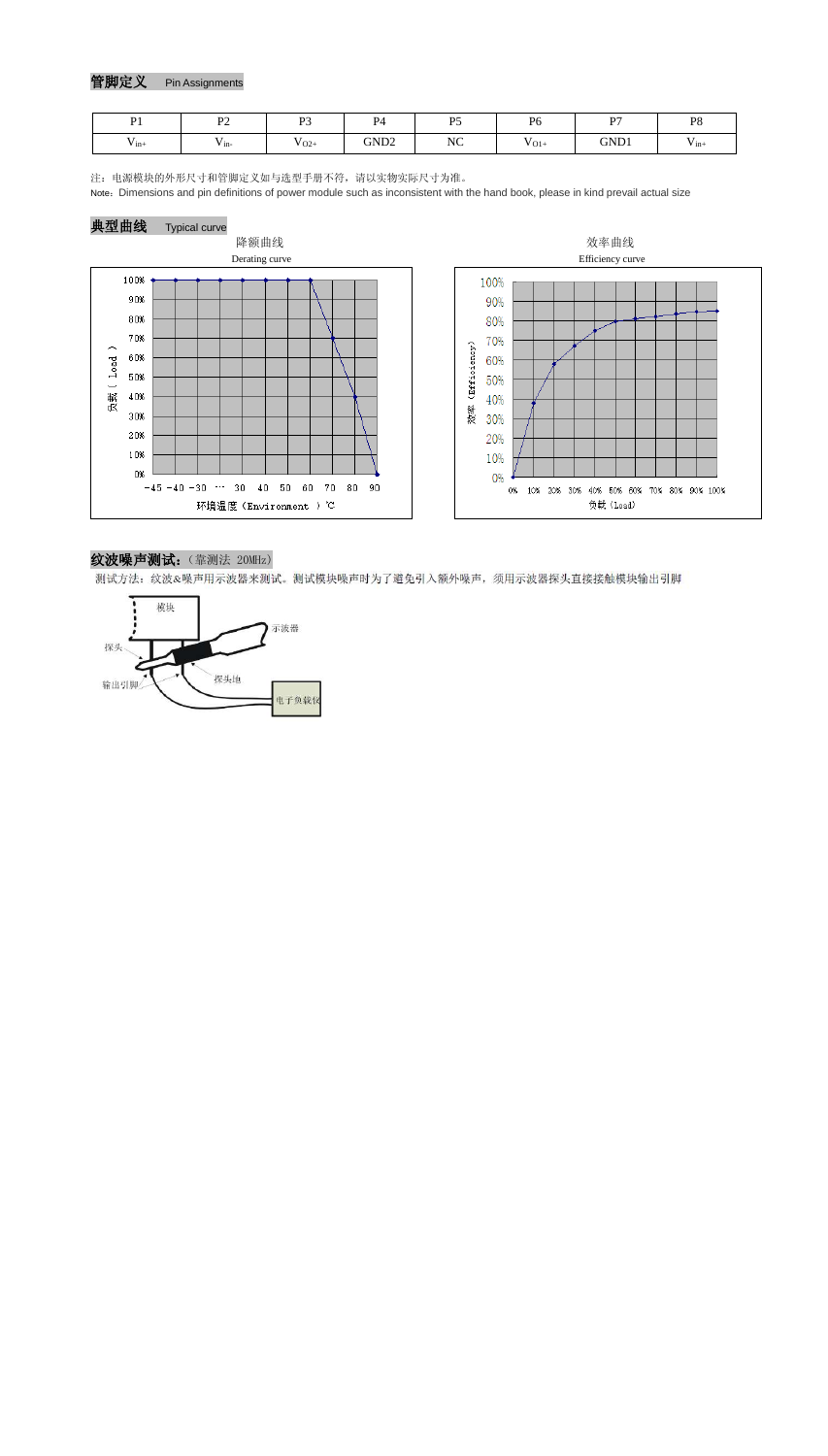## 管脚定义 Pin Assignments

| P1 | P2 | P3 | P4 | P5 | P6 | P7 | P8 |
|---|---|---|---|---|---|---|---|
| $V_{in+}$ | $V_{in-}$ | $V_{O2+}$ | GND2 | NC | $V_{O1+}$ | GND1 | $V_{in+}$ |

注：电源模块的外形尺寸和管脚定义如与选型手册不符，请以实物实际尺寸为准。

Note：Dimensions and pin definitions of power module such as inconsistent with the hand book, please in kind prevail actual size

## 典型曲线 Typical curve

降额曲线

Derating curve

100%
90%
80%
70%
60%
50%
40%
30%
20%
10%
0%

负载（Load）

-45 -40 -30 ··· 30 40 50 60 70 80 90

环境温度（Environment）℃

效率曲线

Efficiency curve

100%
90%
80%
70%
60%
50%
40%
30%
20%
10%
0%

效率（Efficiency）

0% 10% 20% 30% 40% 50% 60% 70% 80% 90% 100%

负载（Load）

## 纹波噪声测试：（靠测法 20MHz）

测试方法：纹波&噪声用示波器来测试。测试模块噪声时为了避免引入额外噪声，须用示波器探头直接接触模块输出引脚

模块

示波器

探头

探头地

输出引脚

电子负载仪